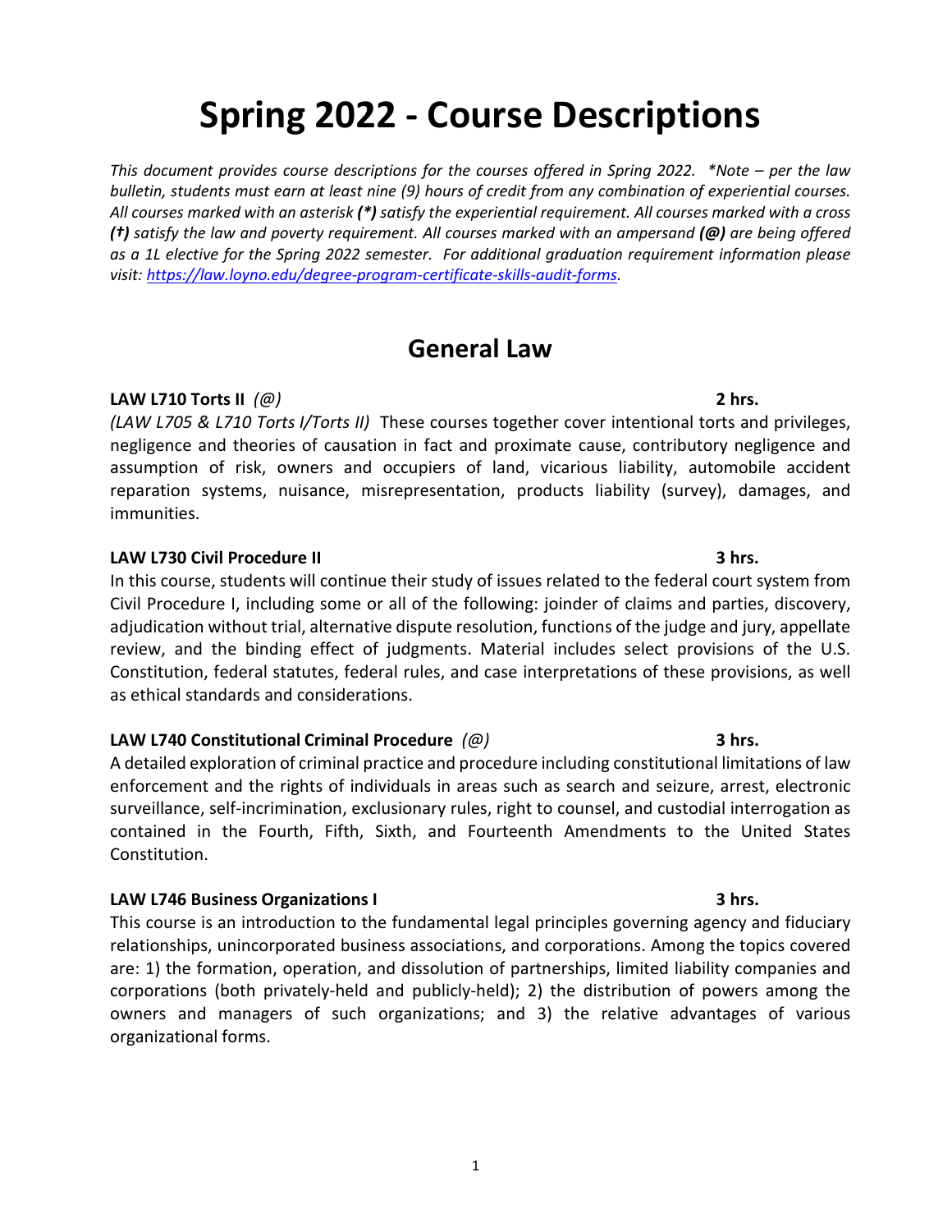# Spring 2022 - Course Descriptions

*This document provides course descriptions for the courses offered in Spring 2022. \*Note – per the law bulletin, students must earn at least nine (9) hours of credit from any combination of experiential courses. All courses marked with an asterisk **(\*)** satisfy the experiential requirement. All courses marked with a cross **(†)** satisfy the law and poverty requirement. All courses marked with an ampersand **(@)** are being offered as a 1L elective for the Spring 2022 semester. For additional graduation requirement information please visit: [https://law.loyno.edu/degree-program-certificate-skills-audit-forms](https://law.loyno.edu/degree-program-certificate-skills-audit-forms).*

## General Law

**LAW L710 Torts II** *(@)* **2 hrs.**

*(LAW L705 & L710 Torts I/Torts II)* These courses together cover intentional torts and privileges, negligence and theories of causation in fact and proximate cause, contributory negligence and assumption of risk, owners and occupiers of land, vicarious liability, automobile accident reparation systems, nuisance, misrepresentation, products liability (survey), damages, and immunities.

**LAW L730 Civil Procedure II** **3 hrs.**

In this course, students will continue their study of issues related to the federal court system from Civil Procedure I, including some or all of the following: joinder of claims and parties, discovery, adjudication without trial, alternative dispute resolution, functions of the judge and jury, appellate review, and the binding effect of judgments. Material includes select provisions of the U.S. Constitution, federal statutes, federal rules, and case interpretations of these provisions, as well as ethical standards and considerations.

**LAW L740 Constitutional Criminal Procedure** *(@)* **3 hrs.**

A detailed exploration of criminal practice and procedure including constitutional limitations of law enforcement and the rights of individuals in areas such as search and seizure, arrest, electronic surveillance, self-incrimination, exclusionary rules, right to counsel, and custodial interrogation as contained in the Fourth, Fifth, Sixth, and Fourteenth Amendments to the United States Constitution.

**LAW L746 Business Organizations I** **3 hrs.**

This course is an introduction to the fundamental legal principles governing agency and fiduciary relationships, unincorporated business associations, and corporations. Among the topics covered are: 1) the formation, operation, and dissolution of partnerships, limited liability companies and corporations (both privately-held and publicly-held); 2) the distribution of powers among the owners and managers of such organizations; and 3) the relative advantages of various organizational forms.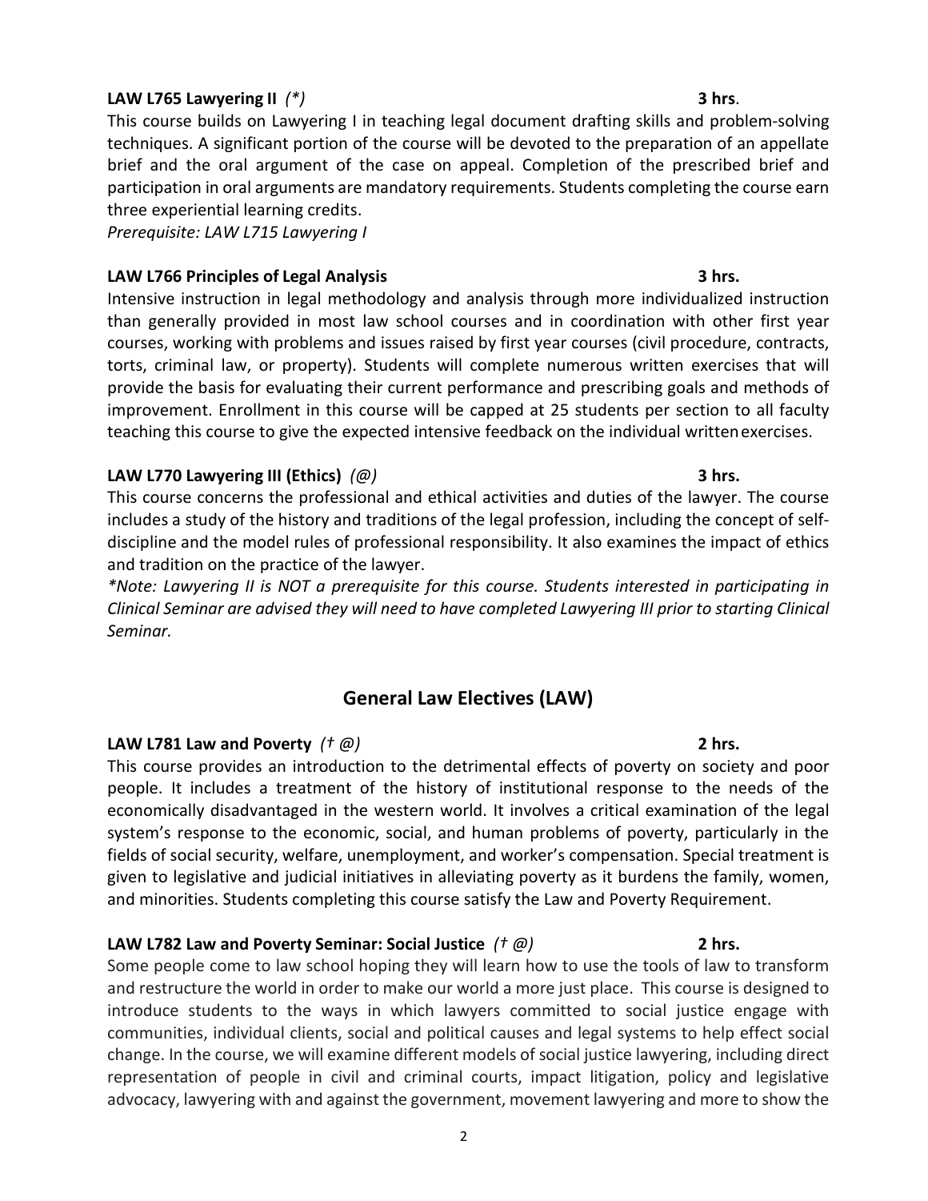**LAW L765 Lawyering II** *(*)* **3 hrs**.

This course builds on Lawyering I in teaching legal document drafting skills and problem-solving techniques. A significant portion of the course will be devoted to the preparation of an appellate brief and the oral argument of the case on appeal. Completion of the prescribed brief and participation in oral arguments are mandatory requirements. Students completing the course earn three experiential learning credits.

*Prerequisite: LAW L715 Lawyering I*

**LAW L766 Principles of Legal Analysis** **3 hrs.**

Intensive instruction in legal methodology and analysis through more individualized instruction than generally provided in most law school courses and in coordination with other first year courses, working with problems and issues raised by first year courses (civil procedure, contracts, torts, criminal law, or property). Students will complete numerous written exercises that will provide the basis for evaluating their current performance and prescribing goals and methods of improvement. Enrollment in this course will be capped at 25 students per section to all faculty teaching this course to give the expected intensive feedback on the individual written exercises.

**LAW L770 Lawyering III (Ethics)** *(@)* **3 hrs.**

This course concerns the professional and ethical activities and duties of the lawyer. The course includes a study of the history and traditions of the legal profession, including the concept of self-discipline and the model rules of professional responsibility. It also examines the impact of ethics and tradition on the practice of the lawyer.

*\*Note: Lawyering II is NOT a prerequisite for this course. Students interested in participating in Clinical Seminar are advised they will need to have completed Lawyering III prior to starting Clinical Seminar.*

## General Law Electives (LAW)

**LAW L781 Law and Poverty** *(† @)* **2 hrs.**

This course provides an introduction to the detrimental effects of poverty on society and poor people. It includes a treatment of the history of institutional response to the needs of the economically disadvantaged in the western world. It involves a critical examination of the legal system's response to the economic, social, and human problems of poverty, particularly in the fields of social security, welfare, unemployment, and worker's compensation. Special treatment is given to legislative and judicial initiatives in alleviating poverty as it burdens the family, women, and minorities. Students completing this course satisfy the Law and Poverty Requirement.

**LAW L782 Law and Poverty Seminar: Social Justice** *(† @)* **2 hrs.**

Some people come to law school hoping they will learn how to use the tools of law to transform and restructure the world in order to make our world a more just place. This course is designed to introduce students to the ways in which lawyers committed to social justice engage with communities, individual clients, social and political causes and legal systems to help effect social change. In the course, we will examine different models of social justice lawyering, including direct representation of people in civil and criminal courts, impact litigation, policy and legislative advocacy, lawyering with and against the government, movement lawyering and more to show the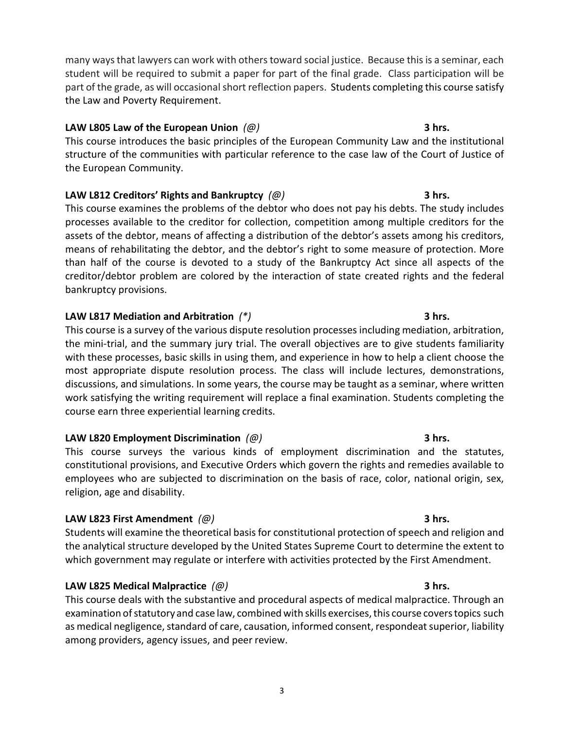many ways that lawyers can work with others toward social justice. Because this is a seminar, each student will be required to submit a paper for part of the final grade. Class participation will be part of the grade, as will occasional short reflection papers. Students completing this course satisfy the Law and Poverty Requirement.

**LAW L805 Law of the European Union** *(@)* **3 hrs.**

This course introduces the basic principles of the European Community Law and the institutional structure of the communities with particular reference to the case law of the Court of Justice of the European Community.

**LAW L812 Creditors' Rights and Bankruptcy** *(@)* **3 hrs.**

This course examines the problems of the debtor who does not pay his debts. The study includes processes available to the creditor for collection, competition among multiple creditors for the assets of the debtor, means of affecting a distribution of the debtor's assets among his creditors, means of rehabilitating the debtor, and the debtor's right to some measure of protection. More than half of the course is devoted to a study of the Bankruptcy Act since all aspects of the creditor/debtor problem are colored by the interaction of state created rights and the federal bankruptcy provisions.

**LAW L817 Mediation and Arbitration** *(*)* **3 hrs.**

This course is a survey of the various dispute resolution processes including mediation, arbitration, the mini-trial, and the summary jury trial. The overall objectives are to give students familiarity with these processes, basic skills in using them, and experience in how to help a client choose the most appropriate dispute resolution process. The class will include lectures, demonstrations, discussions, and simulations. In some years, the course may be taught as a seminar, where written work satisfying the writing requirement will replace a final examination. Students completing the course earn three experiential learning credits.

**LAW L820 Employment Discrimination** *(@)* **3 hrs.**

This course surveys the various kinds of employment discrimination and the statutes, constitutional provisions, and Executive Orders which govern the rights and remedies available to employees who are subjected to discrimination on the basis of race, color, national origin, sex, religion, age and disability.

**LAW L823 First Amendment** *(@)* **3 hrs.**

Students will examine the theoretical basis for constitutional protection of speech and religion and the analytical structure developed by the United States Supreme Court to determine the extent to which government may regulate or interfere with activities protected by the First Amendment.

**LAW L825 Medical Malpractice** *(@)* **3 hrs.**

This course deals with the substantive and procedural aspects of medical malpractice. Through an examination of statutory and case law, combined with skills exercises, this course covers topics such as medical negligence, standard of care, causation, informed consent, respondeat superior, liability among providers, agency issues, and peer review.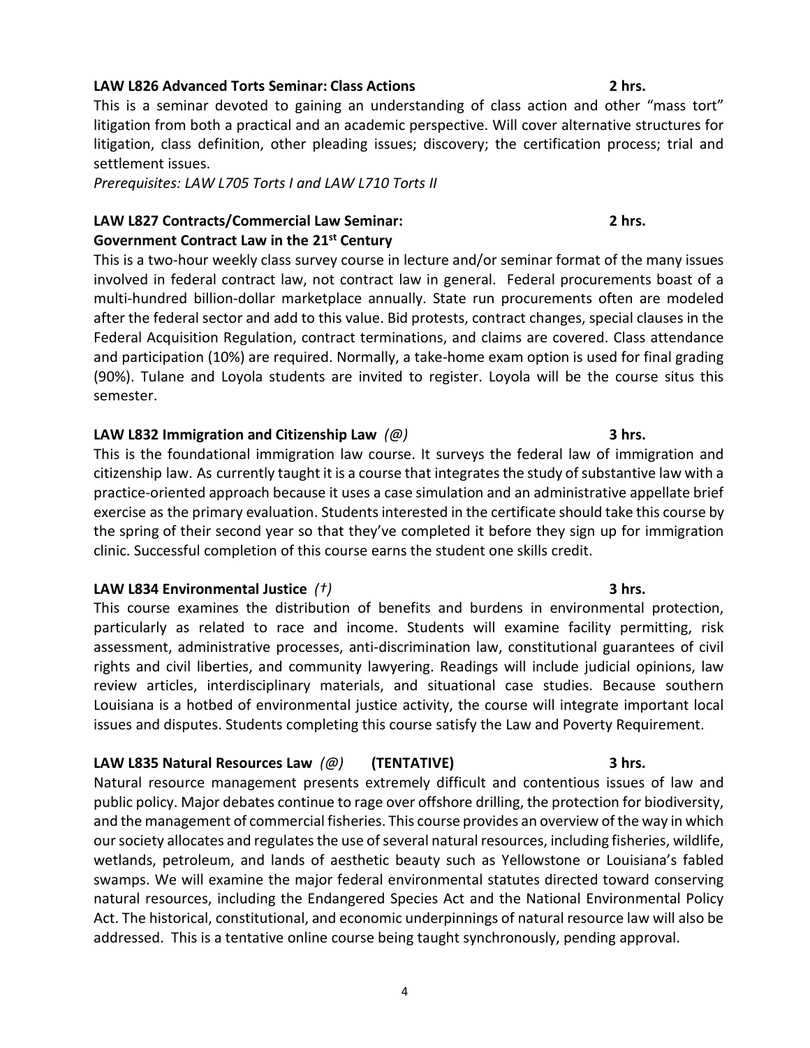**LAW L826 Advanced Torts Seminar: Class Actions 2 hrs.**

This is a seminar devoted to gaining an understanding of class action and other "mass tort" litigation from both a practical and an academic perspective. Will cover alternative structures for litigation, class definition, other pleading issues; discovery; the certification process; trial and settlement issues.

*Prerequisites: LAW L705 Torts I and LAW L710 Torts II*

**LAW L827 Contracts/Commercial Law Seminar: 2 hrs.**
**Government Contract Law in the 21st Century**

This is a two-hour weekly class survey course in lecture and/or seminar format of the many issues involved in federal contract law, not contract law in general. Federal procurements boast of a multi-hundred billion-dollar marketplace annually. State run procurements often are modeled after the federal sector and add to this value. Bid protests, contract changes, special clauses in the Federal Acquisition Regulation, contract terminations, and claims are covered. Class attendance and participation (10%) are required. Normally, a take-home exam option is used for final grading (90%). Tulane and Loyola students are invited to register. Loyola will be the course situs this semester.

**LAW L832 Immigration and Citizenship Law** *(@)* **3 hrs.**

This is the foundational immigration law course. It surveys the federal law of immigration and citizenship law. As currently taught it is a course that integrates the study of substantive law with a practice-oriented approach because it uses a case simulation and an administrative appellate brief exercise as the primary evaluation. Students interested in the certificate should take this course by the spring of their second year so that they've completed it before they sign up for immigration clinic. Successful completion of this course earns the student one skills credit.

**LAW L834 Environmental Justice** *(†)* **3 hrs.**

This course examines the distribution of benefits and burdens in environmental protection, particularly as related to race and income. Students will examine facility permitting, risk assessment, administrative processes, anti-discrimination law, constitutional guarantees of civil rights and civil liberties, and community lawyering. Readings will include judicial opinions, law review articles, interdisciplinary materials, and situational case studies. Because southern Louisiana is a hotbed of environmental justice activity, the course will integrate important local issues and disputes. Students completing this course satisfy the Law and Poverty Requirement.

**LAW L835 Natural Resources Law** *(@)* **(TENTATIVE) 3 hrs.**

Natural resource management presents extremely difficult and contentious issues of law and public policy. Major debates continue to rage over offshore drilling, the protection for biodiversity, and the management of commercial fisheries. This course provides an overview of the way in which our society allocates and regulates the use of several natural resources, including fisheries, wildlife, wetlands, petroleum, and lands of aesthetic beauty such as Yellowstone or Louisiana's fabled swamps. We will examine the major federal environmental statutes directed toward conserving natural resources, including the Endangered Species Act and the National Environmental Policy Act. The historical, constitutional, and economic underpinnings of natural resource law will also be addressed. This is a tentative online course being taught synchronously, pending approval.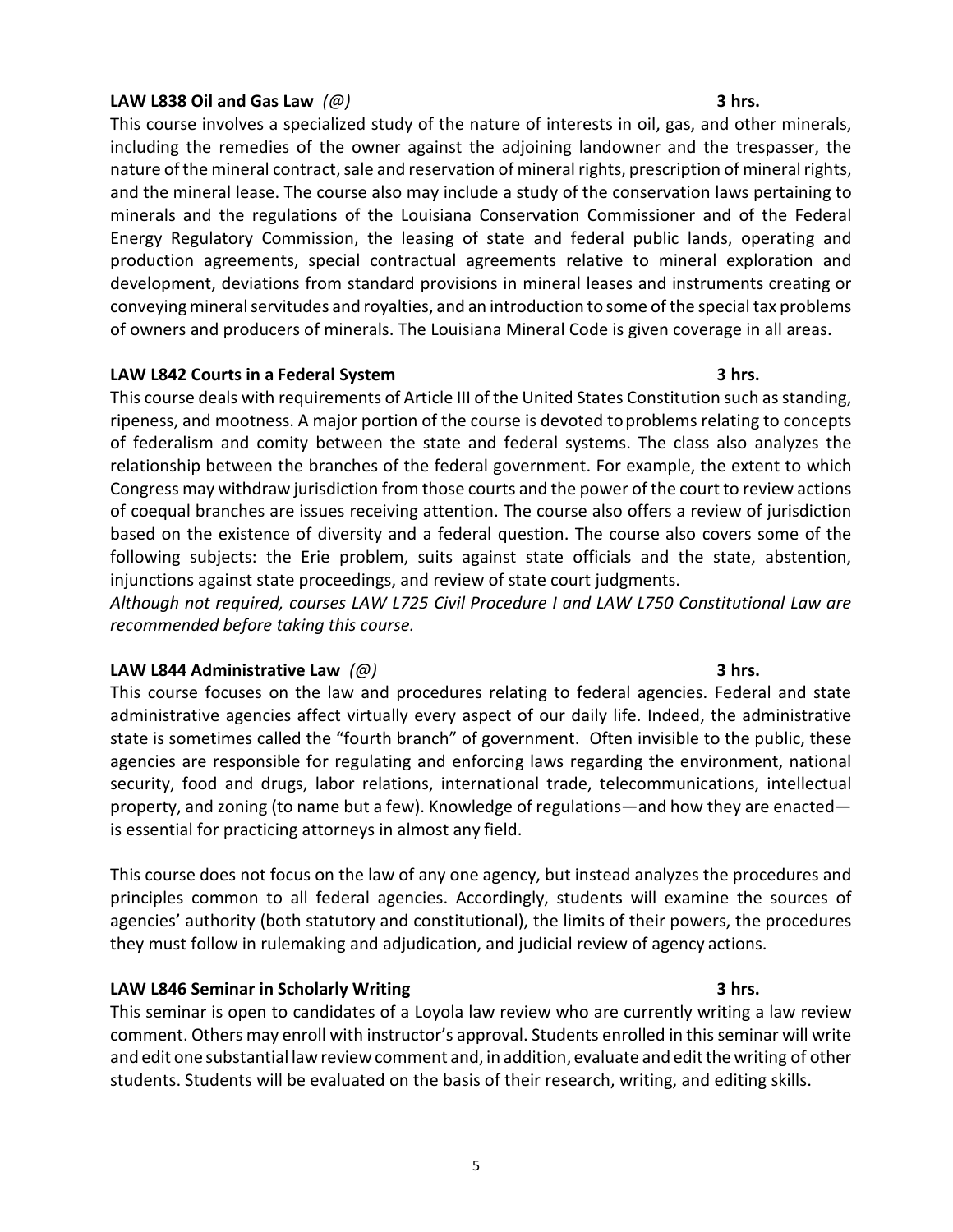**LAW L838 Oil and Gas Law** *(@)* **3 hrs.**

This course involves a specialized study of the nature of interests in oil, gas, and other minerals, including the remedies of the owner against the adjoining landowner and the trespasser, the nature of the mineral contract, sale and reservation of mineral rights, prescription of mineral rights, and the mineral lease. The course also may include a study of the conservation laws pertaining to minerals and the regulations of the Louisiana Conservation Commissioner and of the Federal Energy Regulatory Commission, the leasing of state and federal public lands, operating and production agreements, special contractual agreements relative to mineral exploration and development, deviations from standard provisions in mineral leases and instruments creating or conveying mineral servitudes and royalties, and an introduction to some of the special tax problems of owners and producers of minerals. The Louisiana Mineral Code is given coverage in all areas.

**LAW L842 Courts in a Federal System** **3 hrs.**

This course deals with requirements of Article III of the United States Constitution such as standing, ripeness, and mootness. A major portion of the course is devoted to problems relating to concepts of federalism and comity between the state and federal systems. The class also analyzes the relationship between the branches of the federal government. For example, the extent to which Congress may withdraw jurisdiction from those courts and the power of the court to review actions of coequal branches are issues receiving attention. The course also offers a review of jurisdiction based on the existence of diversity and a federal question. The course also covers some of the following subjects: the Erie problem, suits against state officials and the state, abstention, injunctions against state proceedings, and review of state court judgments.

*Although not required, courses LAW L725 Civil Procedure I and LAW L750 Constitutional Law are recommended before taking this course.*

**LAW L844 Administrative Law** *(@)* **3 hrs.**

This course focuses on the law and procedures relating to federal agencies. Federal and state administrative agencies affect virtually every aspect of our daily life. Indeed, the administrative state is sometimes called the "fourth branch" of government. Often invisible to the public, these agencies are responsible for regulating and enforcing laws regarding the environment, national security, food and drugs, labor relations, international trade, telecommunications, intellectual property, and zoning (to name but a few). Knowledge of regulations—and how they are enacted—is essential for practicing attorneys in almost any field.

This course does not focus on the law of any one agency, but instead analyzes the procedures and principles common to all federal agencies. Accordingly, students will examine the sources of agencies' authority (both statutory and constitutional), the limits of their powers, the procedures they must follow in rulemaking and adjudication, and judicial review of agency actions.

**LAW L846 Seminar in Scholarly Writing** **3 hrs.**

This seminar is open to candidates of a Loyola law review who are currently writing a law review comment. Others may enroll with instructor's approval. Students enrolled in this seminar will write and edit one substantial law review comment and, in addition, evaluate and edit the writing of other students. Students will be evaluated on the basis of their research, writing, and editing skills.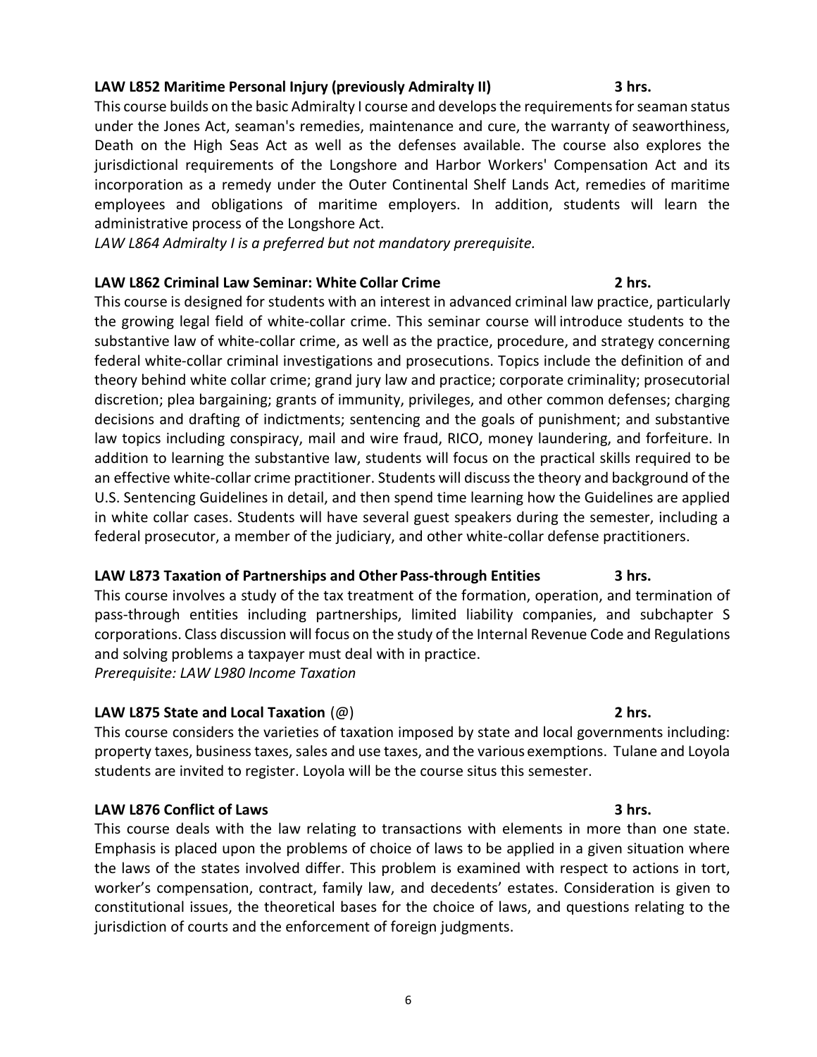**LAW L852 Maritime Personal Injury (previously Admiralty II) 3 hrs.**

This course builds on the basic Admiralty I course and develops the requirements for seaman status under the Jones Act, seaman's remedies, maintenance and cure, the warranty of seaworthiness, Death on the High Seas Act as well as the defenses available. The course also explores the jurisdictional requirements of the Longshore and Harbor Workers' Compensation Act and its incorporation as a remedy under the Outer Continental Shelf Lands Act, remedies of maritime employees and obligations of maritime employers. In addition, students will learn the administrative process of the Longshore Act.

*LAW L864 Admiralty I is a preferred but not mandatory prerequisite.*

**LAW L862 Criminal Law Seminar: White Collar Crime 2 hrs.**

This course is designed for students with an interest in advanced criminal law practice, particularly the growing legal field of white-collar crime. This seminar course will introduce students to the substantive law of white-collar crime, as well as the practice, procedure, and strategy concerning federal white-collar criminal investigations and prosecutions. Topics include the definition of and theory behind white collar crime; grand jury law and practice; corporate criminality; prosecutorial discretion; plea bargaining; grants of immunity, privileges, and other common defenses; charging decisions and drafting of indictments; sentencing and the goals of punishment; and substantive law topics including conspiracy, mail and wire fraud, RICO, money laundering, and forfeiture. In addition to learning the substantive law, students will focus on the practical skills required to be an effective white-collar crime practitioner. Students will discuss the theory and background of the U.S. Sentencing Guidelines in detail, and then spend time learning how the Guidelines are applied in white collar cases. Students will have several guest speakers during the semester, including a federal prosecutor, a member of the judiciary, and other white-collar defense practitioners.

**LAW L873 Taxation of Partnerships and Other Pass-through Entities 3 hrs.**

This course involves a study of the tax treatment of the formation, operation, and termination of pass-through entities including partnerships, limited liability companies, and subchapter S corporations. Class discussion will focus on the study of the Internal Revenue Code and Regulations and solving problems a taxpayer must deal with in practice.

*Prerequisite: LAW L980 Income Taxation*

**LAW L875 State and Local Taxation** (@) **2 hrs.**

This course considers the varieties of taxation imposed by state and local governments including: property taxes, business taxes, sales and use taxes, and the various exemptions. Tulane and Loyola students are invited to register. Loyola will be the course situs this semester.

**LAW L876 Conflict of Laws 3 hrs.**

This course deals with the law relating to transactions with elements in more than one state. Emphasis is placed upon the problems of choice of laws to be applied in a given situation where the laws of the states involved differ. This problem is examined with respect to actions in tort, worker's compensation, contract, family law, and decedents' estates. Consideration is given to constitutional issues, the theoretical bases for the choice of laws, and questions relating to the jurisdiction of courts and the enforcement of foreign judgments.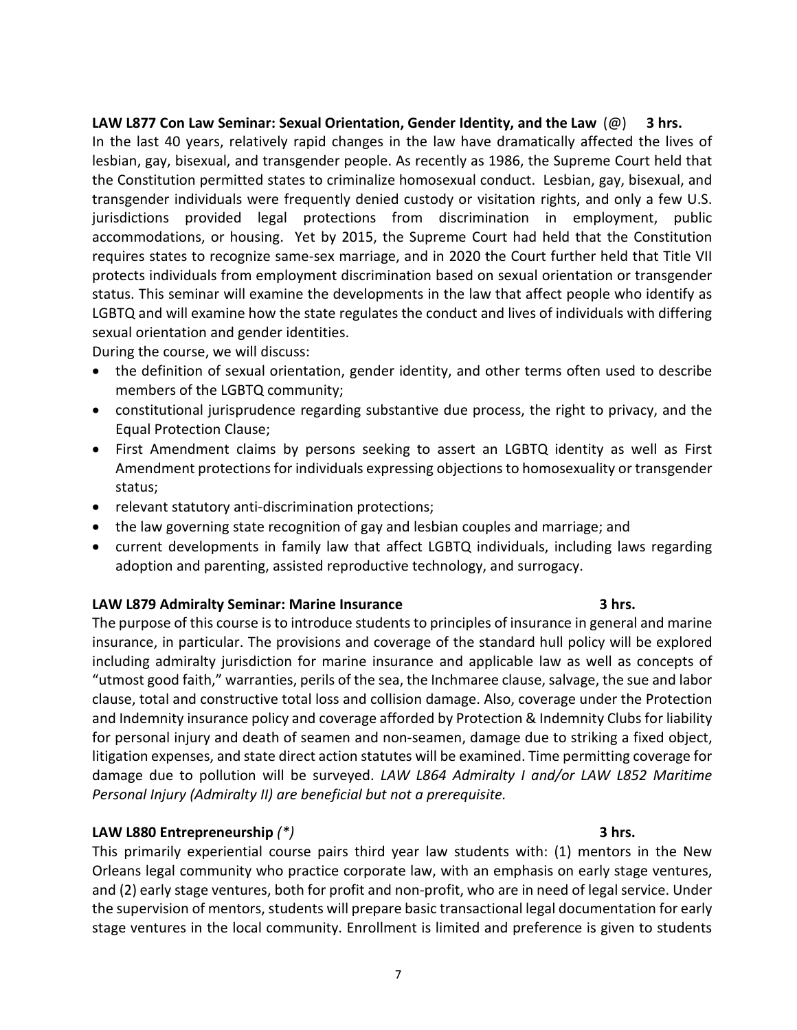**LAW L877 Con Law Seminar: Sexual Orientation, Gender Identity, and the Law** (@) **3 hrs.**

In the last 40 years, relatively rapid changes in the law have dramatically affected the lives of lesbian, gay, bisexual, and transgender people. As recently as 1986, the Supreme Court held that the Constitution permitted states to criminalize homosexual conduct. Lesbian, gay, bisexual, and transgender individuals were frequently denied custody or visitation rights, and only a few U.S. jurisdictions provided legal protections from discrimination in employment, public accommodations, or housing. Yet by 2015, the Supreme Court had held that the Constitution requires states to recognize same-sex marriage, and in 2020 the Court further held that Title VII protects individuals from employment discrimination based on sexual orientation or transgender status. This seminar will examine the developments in the law that affect people who identify as LGBTQ and will examine how the state regulates the conduct and lives of individuals with differing sexual orientation and gender identities.

During the course, we will discuss:

- the definition of sexual orientation, gender identity, and other terms often used to describe members of the LGBTQ community;
- constitutional jurisprudence regarding substantive due process, the right to privacy, and the Equal Protection Clause;
- First Amendment claims by persons seeking to assert an LGBTQ identity as well as First Amendment protections for individuals expressing objections to homosexuality or transgender status;
- relevant statutory anti-discrimination protections;
- the law governing state recognition of gay and lesbian couples and marriage; and
- current developments in family law that affect LGBTQ individuals, including laws regarding adoption and parenting, assisted reproductive technology, and surrogacy.

**LAW L879 Admiralty Seminar: Marine Insurance** **3 hrs.**

The purpose of this course is to introduce students to principles of insurance in general and marine insurance, in particular. The provisions and coverage of the standard hull policy will be explored including admiralty jurisdiction for marine insurance and applicable law as well as concepts of "utmost good faith," warranties, perils of the sea, the Inchmaree clause, salvage, the sue and labor clause, total and constructive total loss and collision damage. Also, coverage under the Protection and Indemnity insurance policy and coverage afforded by Protection & Indemnity Clubs for liability for personal injury and death of seamen and non-seamen, damage due to striking a fixed object, litigation expenses, and state direct action statutes will be examined. Time permitting coverage for damage due to pollution will be surveyed. *LAW L864 Admiralty I and/or LAW L852 Maritime Personal Injury (Admiralty II) are beneficial but not a prerequisite.*

**LAW L880 Entrepreneurship** *(*)* **3 hrs.**

This primarily experiential course pairs third year law students with: (1) mentors in the New Orleans legal community who practice corporate law, with an emphasis on early stage ventures, and (2) early stage ventures, both for profit and non-profit, who are in need of legal service. Under the supervision of mentors, students will prepare basic transactional legal documentation for early stage ventures in the local community. Enrollment is limited and preference is given to students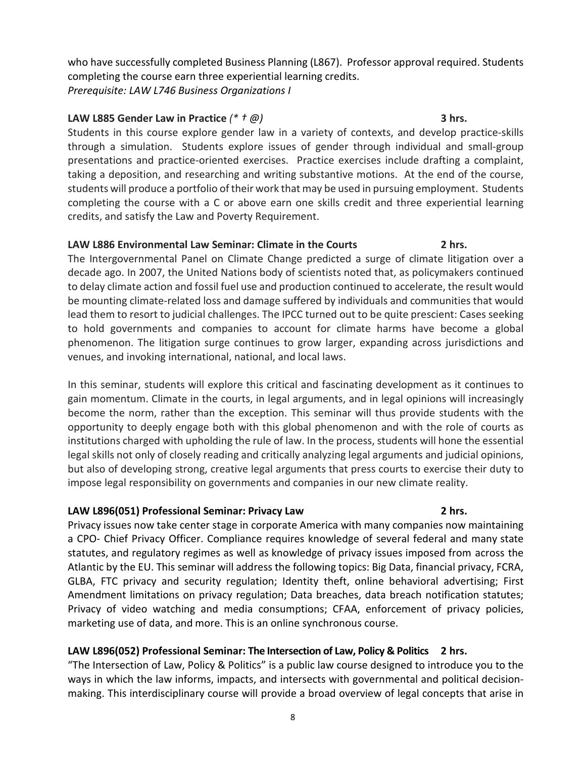who have successfully completed Business Planning (L867). Professor approval required. Students completing the course earn three experiential learning credits.
*Prerequisite: LAW L746 Business Organizations I*

**LAW L885 Gender Law in Practice** *(* † @)* **3 hrs.**

Students in this course explore gender law in a variety of contexts, and develop practice-skills through a simulation. Students explore issues of gender through individual and small-group presentations and practice-oriented exercises. Practice exercises include drafting a complaint, taking a deposition, and researching and writing substantive motions. At the end of the course, students will produce a portfolio of their work that may be used in pursuing employment. Students completing the course with a C or above earn one skills credit and three experiential learning credits, and satisfy the Law and Poverty Requirement.

**LAW L886 Environmental Law Seminar: Climate in the Courts** **2 hrs.**

The Intergovernmental Panel on Climate Change predicted a surge of climate litigation over a decade ago. In 2007, the United Nations body of scientists noted that, as policymakers continued to delay climate action and fossil fuel use and production continued to accelerate, the result would be mounting climate-related loss and damage suffered by individuals and communities that would lead them to resort to judicial challenges. The IPCC turned out to be quite prescient: Cases seeking to hold governments and companies to account for climate harms have become a global phenomenon. The litigation surge continues to grow larger, expanding across jurisdictions and venues, and invoking international, national, and local laws.

In this seminar, students will explore this critical and fascinating development as it continues to gain momentum. Climate in the courts, in legal arguments, and in legal opinions will increasingly become the norm, rather than the exception. This seminar will thus provide students with the opportunity to deeply engage both with this global phenomenon and with the role of courts as institutions charged with upholding the rule of law. In the process, students will hone the essential legal skills not only of closely reading and critically analyzing legal arguments and judicial opinions, but also of developing strong, creative legal arguments that press courts to exercise their duty to impose legal responsibility on governments and companies in our new climate reality.

**LAW L896(051) Professional Seminar: Privacy Law** **2 hrs.**

Privacy issues now take center stage in corporate America with many companies now maintaining a CPO- Chief Privacy Officer. Compliance requires knowledge of several federal and many state statutes, and regulatory regimes as well as knowledge of privacy issues imposed from across the Atlantic by the EU. This seminar will address the following topics: Big Data, financial privacy, FCRA, GLBA, FTC privacy and security regulation; Identity theft, online behavioral advertising; First Amendment limitations on privacy regulation; Data breaches, data breach notification statutes; Privacy of video watching and media consumptions; CFAA, enforcement of privacy policies, marketing use of data, and more. This is an online synchronous course.

**LAW L896(052) Professional Seminar: The Intersection of Law, Policy & Politics** **2 hrs.**

"The Intersection of Law, Policy & Politics" is a public law course designed to introduce you to the ways in which the law informs, impacts, and intersects with governmental and political decision-making. This interdisciplinary course will provide a broad overview of legal concepts that arise in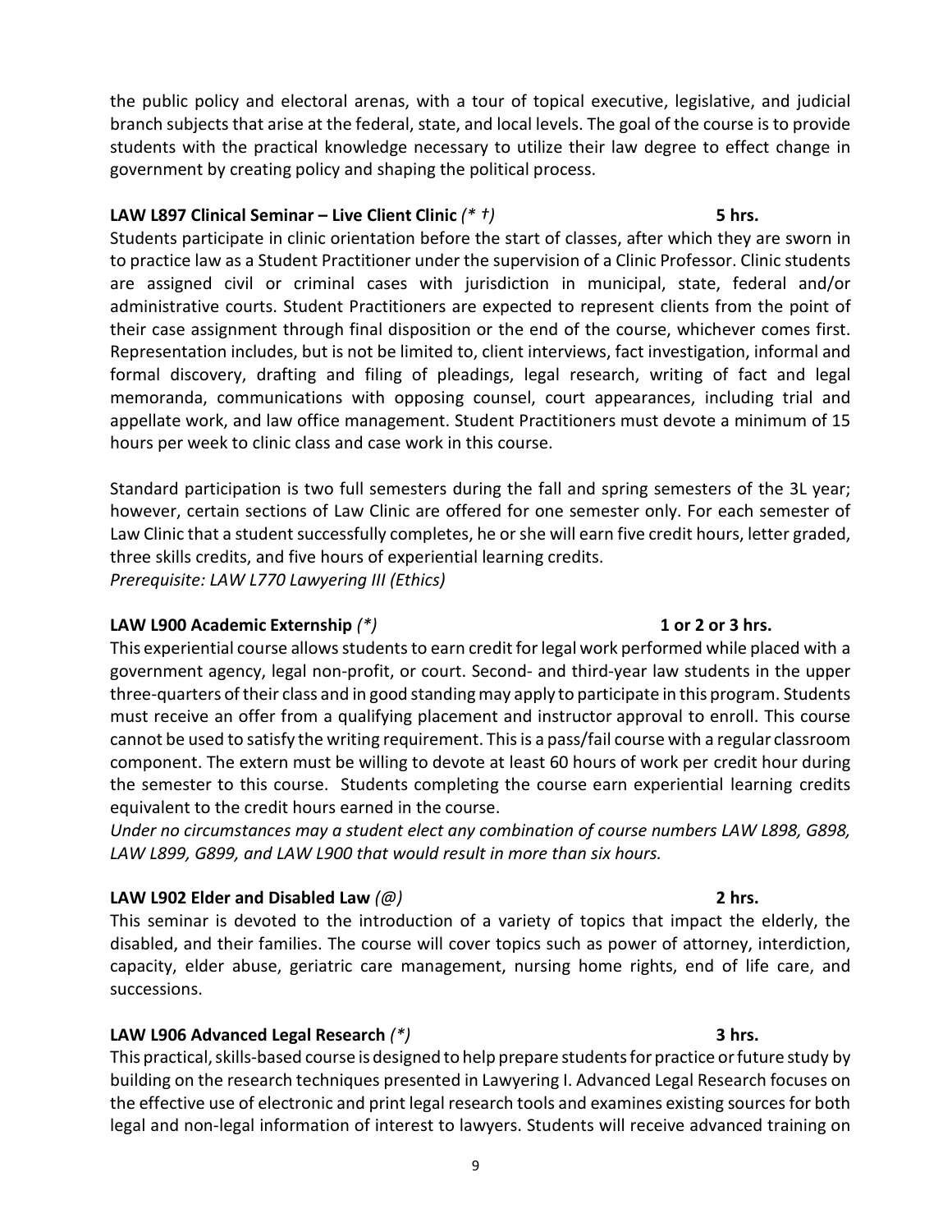the public policy and electoral arenas, with a tour of topical executive, legislative, and judicial branch subjects that arise at the federal, state, and local levels. The goal of the course is to provide students with the practical knowledge necessary to utilize their law degree to effect change in government by creating policy and shaping the political process.

**LAW L897 Clinical Seminar – Live Client Clinic** *(* †)* **5 hrs.**

Students participate in clinic orientation before the start of classes, after which they are sworn in to practice law as a Student Practitioner under the supervision of a Clinic Professor. Clinic students are assigned civil or criminal cases with jurisdiction in municipal, state, federal and/or administrative courts. Student Practitioners are expected to represent clients from the point of their case assignment through final disposition or the end of the course, whichever comes first. Representation includes, but is not be limited to, client interviews, fact investigation, informal and formal discovery, drafting and filing of pleadings, legal research, writing of fact and legal memoranda, communications with opposing counsel, court appearances, including trial and appellate work, and law office management. Student Practitioners must devote a minimum of 15 hours per week to clinic class and case work in this course.

Standard participation is two full semesters during the fall and spring semesters of the 3L year; however, certain sections of Law Clinic are offered for one semester only. For each semester of Law Clinic that a student successfully completes, he or she will earn five credit hours, letter graded, three skills credits, and five hours of experiential learning credits.
*Prerequisite: LAW L770 Lawyering III (Ethics)*

**LAW L900 Academic Externship** *(*)* **1 or 2 or 3 hrs.**

This experiential course allows students to earn credit for legal work performed while placed with a government agency, legal non-profit, or court. Second- and third-year law students in the upper three-quarters of their class and in good standing may apply to participate in this program. Students must receive an offer from a qualifying placement and instructor approval to enroll. This course cannot be used to satisfy the writing requirement. This is a pass/fail course with a regular classroom component. The extern must be willing to devote at least 60 hours of work per credit hour during the semester to this course. Students completing the course earn experiential learning credits equivalent to the credit hours earned in the course.
*Under no circumstances may a student elect any combination of course numbers LAW L898, G898, LAW L899, G899, and LAW L900 that would result in more than six hours.*

**LAW L902 Elder and Disabled Law** *(@)* **2 hrs.**

This seminar is devoted to the introduction of a variety of topics that impact the elderly, the disabled, and their families. The course will cover topics such as power of attorney, interdiction, capacity, elder abuse, geriatric care management, nursing home rights, end of life care, and successions.

**LAW L906 Advanced Legal Research** *(*)* **3 hrs.**

This practical, skills-based course is designed to help prepare students for practice or future study by building on the research techniques presented in Lawyering I. Advanced Legal Research focuses on the effective use of electronic and print legal research tools and examines existing sources for both legal and non-legal information of interest to lawyers. Students will receive advanced training on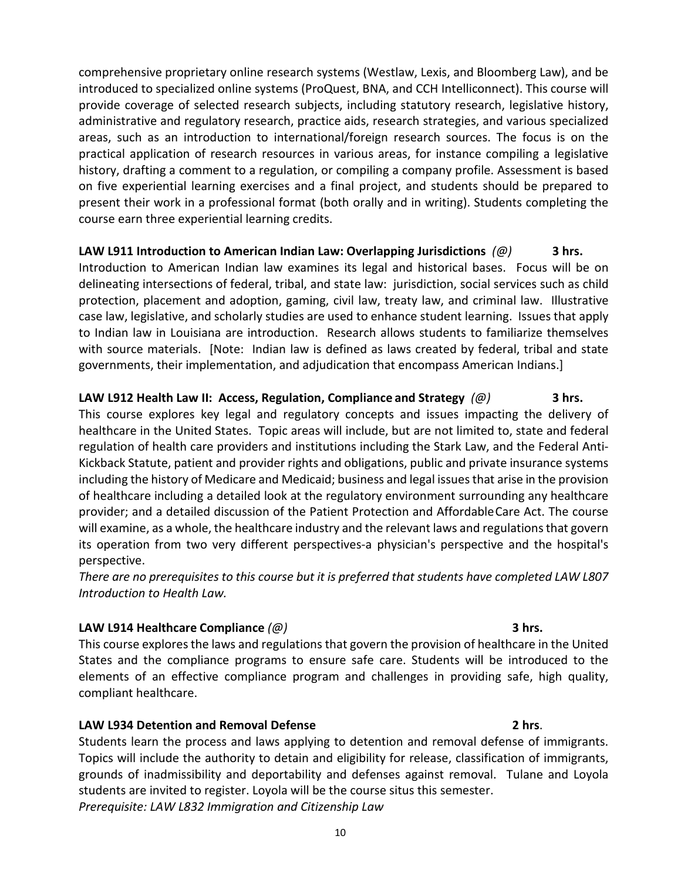comprehensive proprietary online research systems (Westlaw, Lexis, and Bloomberg Law), and be introduced to specialized online systems (ProQuest, BNA, and CCH Intelliconnect). This course will provide coverage of selected research subjects, including statutory research, legislative history, administrative and regulatory research, practice aids, research strategies, and various specialized areas, such as an introduction to international/foreign research sources. The focus is on the practical application of research resources in various areas, for instance compiling a legislative history, drafting a comment to a regulation, or compiling a company profile. Assessment is based on five experiential learning exercises and a final project, and students should be prepared to present their work in a professional format (both orally and in writing). Students completing the course earn three experiential learning credits.

**LAW L911 Introduction to American Indian Law: Overlapping Jurisdictions** *(@)* **3 hrs.**

Introduction to American Indian law examines its legal and historical bases. Focus will be on delineating intersections of federal, tribal, and state law: jurisdiction, social services such as child protection, placement and adoption, gaming, civil law, treaty law, and criminal law. Illustrative case law, legislative, and scholarly studies are used to enhance student learning. Issues that apply to Indian law in Louisiana are introduction. Research allows students to familiarize themselves with source materials. [Note: Indian law is defined as laws created by federal, tribal and state governments, their implementation, and adjudication that encompass American Indians.]

**LAW L912 Health Law II: Access, Regulation, Compliance and Strategy** *(@)* **3 hrs.**

This course explores key legal and regulatory concepts and issues impacting the delivery of healthcare in the United States. Topic areas will include, but are not limited to, state and federal regulation of health care providers and institutions including the Stark Law, and the Federal Anti-Kickback Statute, patient and provider rights and obligations, public and private insurance systems including the history of Medicare and Medicaid; business and legal issues that arise in the provision of healthcare including a detailed look at the regulatory environment surrounding any healthcare provider; and a detailed discussion of the Patient Protection and Affordable Care Act. The course will examine, as a whole, the healthcare industry and the relevant laws and regulations that govern its operation from two very different perspectives-a physician's perspective and the hospital's perspective.

*There are no prerequisites to this course but it is preferred that students have completed LAW L807 Introduction to Health Law.*

**LAW L914 Healthcare Compliance** *(@)* **3 hrs.**

This course explores the laws and regulations that govern the provision of healthcare in the United States and the compliance programs to ensure safe care. Students will be introduced to the elements of an effective compliance program and challenges in providing safe, high quality, compliant healthcare.

**LAW L934 Detention and Removal Defense** **2 hrs**.

Students learn the process and laws applying to detention and removal defense of immigrants. Topics will include the authority to detain and eligibility for release, classification of immigrants, grounds of inadmissibility and deportability and defenses against removal. Tulane and Loyola students are invited to register. Loyola will be the course situs this semester.

*Prerequisite: LAW L832 Immigration and Citizenship Law*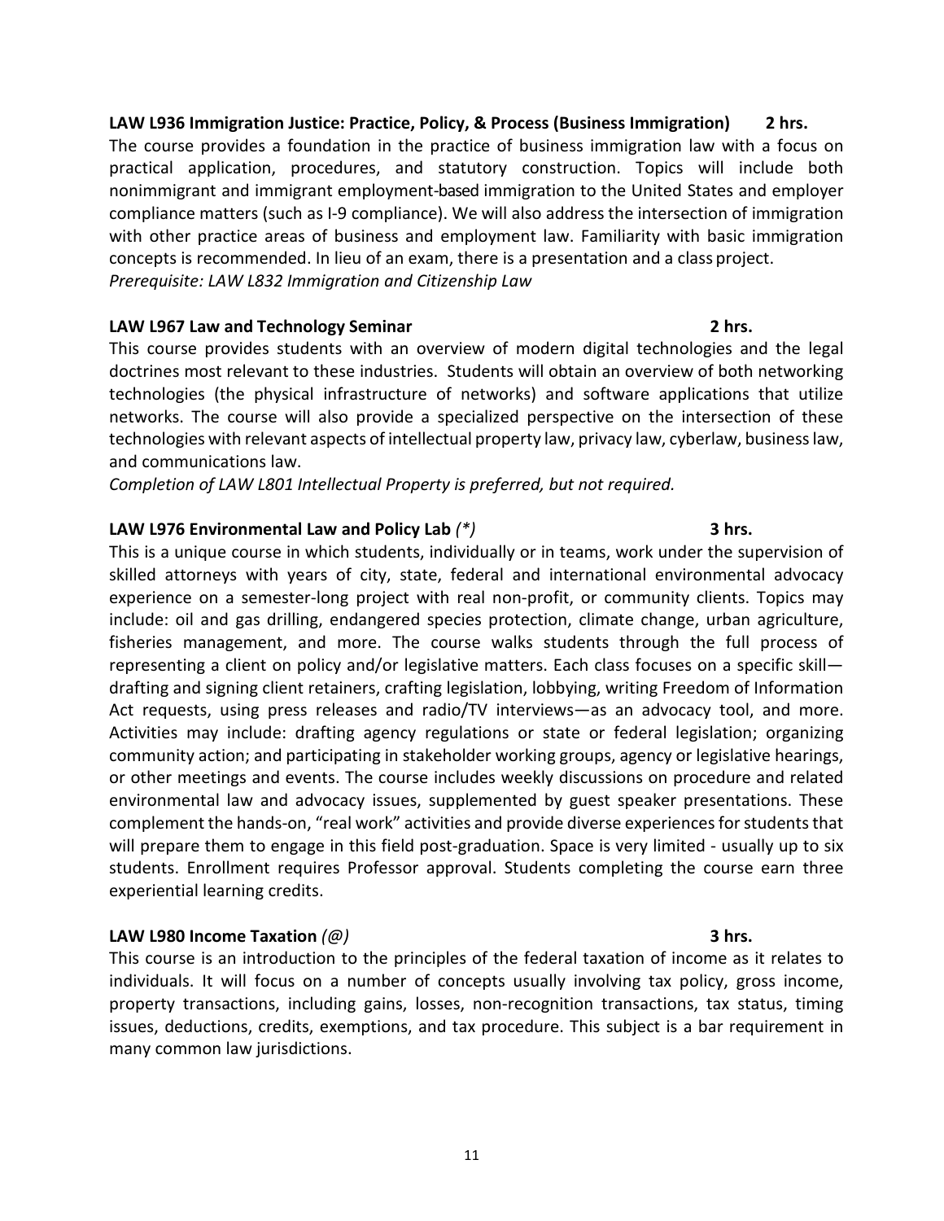**LAW L936 Immigration Justice: Practice, Policy, & Process (Business Immigration) 2 hrs.**

The course provides a foundation in the practice of business immigration law with a focus on practical application, procedures, and statutory construction. Topics will include both nonimmigrant and immigrant employment-based immigration to the United States and employer compliance matters (such as I-9 compliance). We will also address the intersection of immigration with other practice areas of business and employment law. Familiarity with basic immigration concepts is recommended. In lieu of an exam, there is a presentation and a class project.
*Prerequisite: LAW L832 Immigration and Citizenship Law*

**LAW L967 Law and Technology Seminar 2 hrs.**

This course provides students with an overview of modern digital technologies and the legal doctrines most relevant to these industries. Students will obtain an overview of both networking technologies (the physical infrastructure of networks) and software applications that utilize networks. The course will also provide a specialized perspective on the intersection of these technologies with relevant aspects of intellectual property law, privacy law, cyberlaw, business law, and communications law.
*Completion of LAW L801 Intellectual Property is preferred, but not required.*

**LAW L976 Environmental Law and Policy Lab** *(*)* **3 hrs.**

This is a unique course in which students, individually or in teams, work under the supervision of skilled attorneys with years of city, state, federal and international environmental advocacy experience on a semester-long project with real non-profit, or community clients. Topics may include: oil and gas drilling, endangered species protection, climate change, urban agriculture, fisheries management, and more. The course walks students through the full process of representing a client on policy and/or legislative matters. Each class focuses on a specific skill—drafting and signing client retainers, crafting legislation, lobbying, writing Freedom of Information Act requests, using press releases and radio/TV interviews—as an advocacy tool, and more. Activities may include: drafting agency regulations or state or federal legislation; organizing community action; and participating in stakeholder working groups, agency or legislative hearings, or other meetings and events. The course includes weekly discussions on procedure and related environmental law and advocacy issues, supplemented by guest speaker presentations. These complement the hands-on, "real work" activities and provide diverse experiences for students that will prepare them to engage in this field post-graduation. Space is very limited - usually up to six students. Enrollment requires Professor approval. Students completing the course earn three experiential learning credits.

**LAW L980 Income Taxation** *(@)* **3 hrs.**

This course is an introduction to the principles of the federal taxation of income as it relates to individuals. It will focus on a number of concepts usually involving tax policy, gross income, property transactions, including gains, losses, non-recognition transactions, tax status, timing issues, deductions, credits, exemptions, and tax procedure. This subject is a bar requirement in many common law jurisdictions.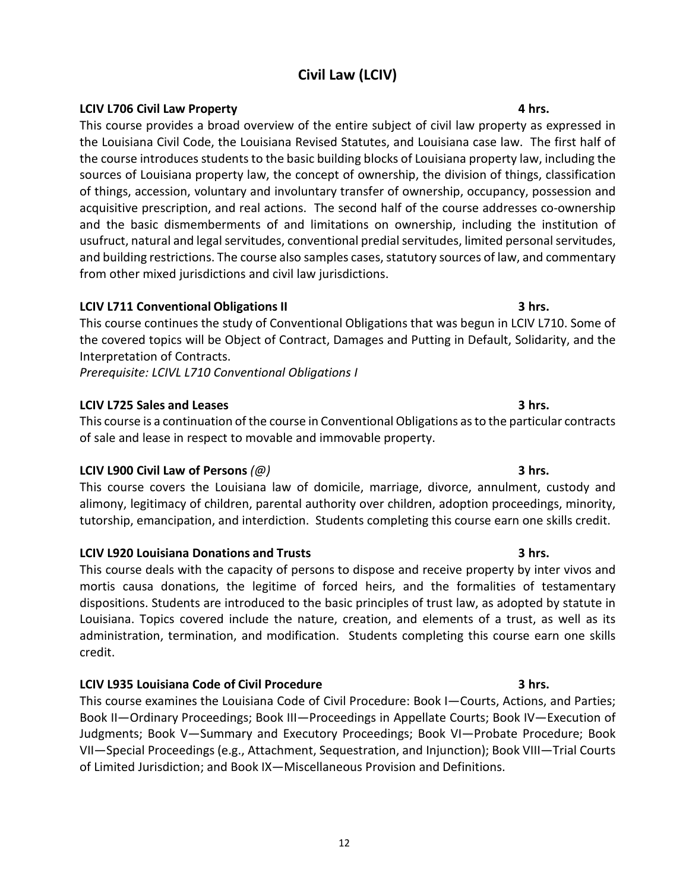# Civil Law (LCIV)

**LCIV L706 Civil Law Property** **4 hrs.**

This course provides a broad overview of the entire subject of civil law property as expressed in the Louisiana Civil Code, the Louisiana Revised Statutes, and Louisiana case law. The first half of the course introduces students to the basic building blocks of Louisiana property law, including the sources of Louisiana property law, the concept of ownership, the division of things, classification of things, accession, voluntary and involuntary transfer of ownership, occupancy, possession and acquisitive prescription, and real actions. The second half of the course addresses co-ownership and the basic dismemberments of and limitations on ownership, including the institution of usufruct, natural and legal servitudes, conventional predial servitudes, limited personal servitudes, and building restrictions. The course also samples cases, statutory sources of law, and commentary from other mixed jurisdictions and civil law jurisdictions.

**LCIV L711 Conventional Obligations II** **3 hrs.**

This course continues the study of Conventional Obligations that was begun in LCIV L710. Some of the covered topics will be Object of Contract, Damages and Putting in Default, Solidarity, and the Interpretation of Contracts.
*Prerequisite: LCIVL L710 Conventional Obligations I*

**LCIV L725 Sales and Leases** **3 hrs.**

This course is a continuation of the course in Conventional Obligations as to the particular contracts of sale and lease in respect to movable and immovable property.

**LCIV L900 Civil Law of Persons** *(@)* **3 hrs.**

This course covers the Louisiana law of domicile, marriage, divorce, annulment, custody and alimony, legitimacy of children, parental authority over children, adoption proceedings, minority, tutorship, emancipation, and interdiction. Students completing this course earn one skills credit.

**LCIV L920 Louisiana Donations and Trusts** **3 hrs.**

This course deals with the capacity of persons to dispose and receive property by inter vivos and mortis causa donations, the legitime of forced heirs, and the formalities of testamentary dispositions. Students are introduced to the basic principles of trust law, as adopted by statute in Louisiana. Topics covered include the nature, creation, and elements of a trust, as well as its administration, termination, and modification. Students completing this course earn one skills credit.

**LCIV L935 Louisiana Code of Civil Procedure** **3 hrs.**

This course examines the Louisiana Code of Civil Procedure: Book I—Courts, Actions, and Parties; Book II—Ordinary Proceedings; Book III—Proceedings in Appellate Courts; Book IV—Execution of Judgments; Book V—Summary and Executory Proceedings; Book VI—Probate Procedure; Book VII—Special Proceedings (e.g., Attachment, Sequestration, and Injunction); Book VIII—Trial Courts of Limited Jurisdiction; and Book IX—Miscellaneous Provision and Definitions.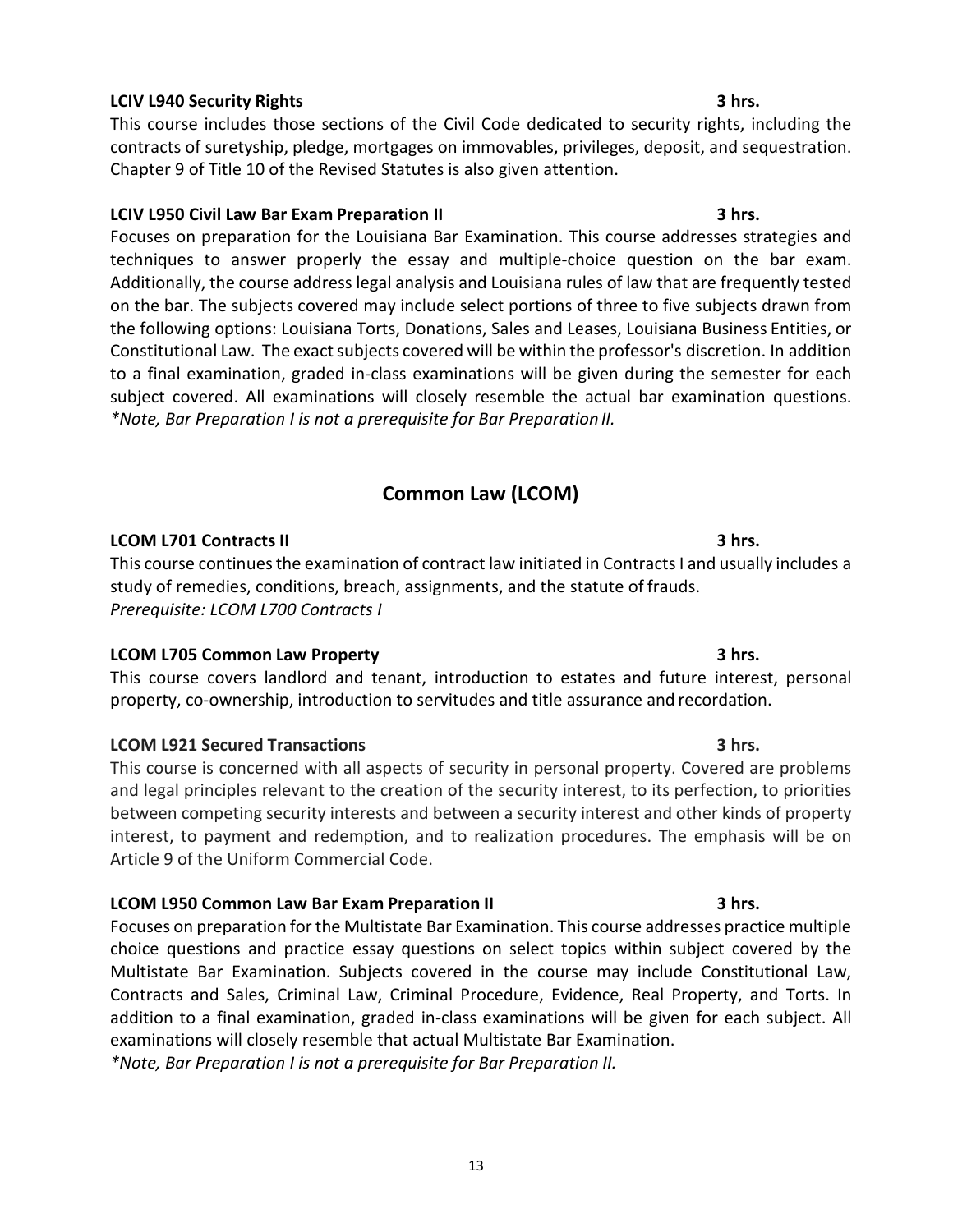**LCIV L940 Security Rights** **3 hrs.**

This course includes those sections of the Civil Code dedicated to security rights, including the contracts of suretyship, pledge, mortgages on immovables, privileges, deposit, and sequestration. Chapter 9 of Title 10 of the Revised Statutes is also given attention.

**LCIV L950 Civil Law Bar Exam Preparation II** **3 hrs.**

Focuses on preparation for the Louisiana Bar Examination. This course addresses strategies and techniques to answer properly the essay and multiple-choice question on the bar exam. Additionally, the course address legal analysis and Louisiana rules of law that are frequently tested on the bar. The subjects covered may include select portions of three to five subjects drawn from the following options: Louisiana Torts, Donations, Sales and Leases, Louisiana Business Entities, or Constitutional Law. The exact subjects covered will be within the professor's discretion. In addition to a final examination, graded in-class examinations will be given during the semester for each subject covered. All examinations will closely resemble the actual bar examination questions. *\*Note, Bar Preparation I is not a prerequisite for Bar Preparation II.*

## Common Law (LCOM)

**LCOM L701 Contracts II** **3 hrs.**

This course continues the examination of contract law initiated in Contracts I and usually includes a study of remedies, conditions, breach, assignments, and the statute of frauds.
*Prerequisite: LCOM L700 Contracts I*

**LCOM L705 Common Law Property** **3 hrs.**

This course covers landlord and tenant, introduction to estates and future interest, personal property, co-ownership, introduction to servitudes and title assurance and recordation.

**LCOM L921 Secured Transactions** **3 hrs.**

This course is concerned with all aspects of security in personal property. Covered are problems and legal principles relevant to the creation of the security interest, to its perfection, to priorities between competing security interests and between a security interest and other kinds of property interest, to payment and redemption, and to realization procedures. The emphasis will be on Article 9 of the Uniform Commercial Code.

**LCOM L950 Common Law Bar Exam Preparation II** **3 hrs.**

Focuses on preparation for the Multistate Bar Examination. This course addresses practice multiple choice questions and practice essay questions on select topics within subject covered by the Multistate Bar Examination. Subjects covered in the course may include Constitutional Law, Contracts and Sales, Criminal Law, Criminal Procedure, Evidence, Real Property, and Torts. In addition to a final examination, graded in-class examinations will be given for each subject. All examinations will closely resemble that actual Multistate Bar Examination.
*\*Note, Bar Preparation I is not a prerequisite for Bar Preparation II.*